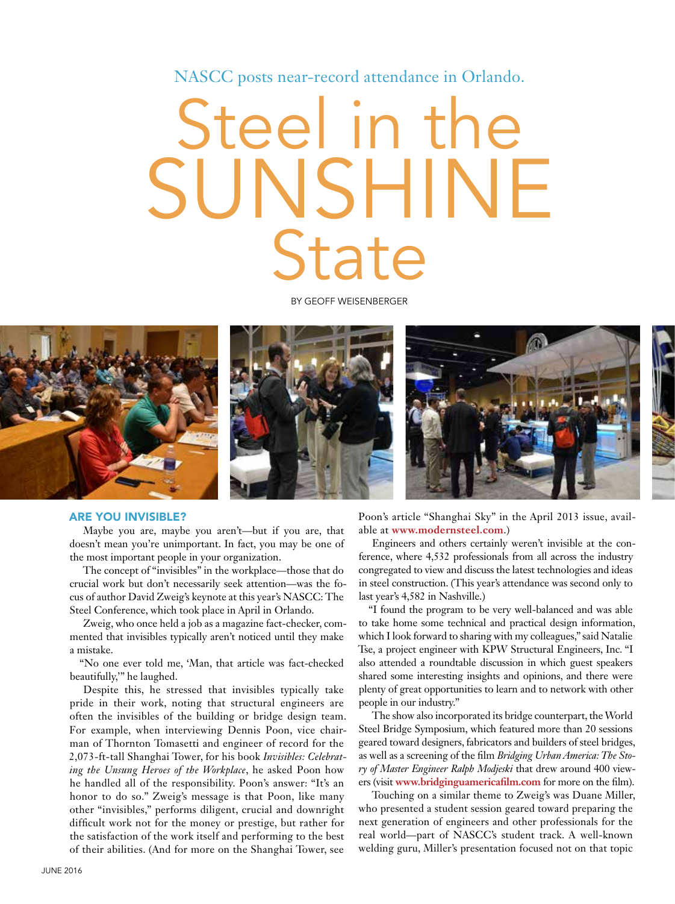NASCC posts near-record attendance in Orlando.

# Steel in the SUNSHINE State

BY GEOFF WEISENBERGER

## ARE YOU INVISIBLE?

Maybe you are, maybe you aren't—but if you are, that doesn't mean you're unimportant. In fact, you may be one of the most important people in your organization.

The concept of "invisibles" in the workplace—those that do crucial work but don't necessarily seek attention—was the focus of author David Zweig's keynote at this year's NASCC: The Steel Conference, which took place in April in Orlando.

Zweig, who once held a job as a magazine fact-checker, commented that invisibles typically aren't noticed until they make a mistake.

"No one ever told me, 'Man, that article was fact-checked beautifully,'" he laughed.

Despite this, he stressed that invisibles typically take pride in their work, noting that structural engineers are often the invisibles of the building or bridge design team. For example, when interviewing Dennis Poon, vice chairman of Thornton Tomasetti and engineer of record for the 2,073-ft-tall Shanghai Tower, for his book *Invisibles: Celebrating the Unsung Heroes of the Workplace*, he asked Poon how he handled all of the responsibility. Poon's answer: "It's an honor to do so." Zweig's message is that Poon, like many other "invisibles," performs diligent, crucial and downright difficult work not for the money or prestige, but rather for the satisfaction of the work itself and performing to the best of their abilities. (And for more on the Shanghai Tower, see Poon's article "Shanghai Sky" in the April 2013 issue, available at **www.modernsteel.com**.)

Engineers and others certainly weren't invisible at the conference, where 4,532 professionals from all across the industry congregated to view and discuss the latest technologies and ideas in steel construction. (This year's attendance was second only to last year's 4,582 in Nashville.)

"I found the program to be very well-balanced and was able to take home some technical and practical design information, which I look forward to sharing with my colleagues," said Natalie Tse, a project engineer with KPW Structural Engineers, Inc. "I also attended a roundtable discussion in which guest speakers shared some interesting insights and opinions, and there were plenty of great opportunities to learn and to network with other people in our industry."

The show also incorporated its bridge counterpart, the World Steel Bridge Symposium, which featured more than 20 sessions geared toward designers, fabricators and builders of steel bridges, as well as a screening of the film *Bridging Urban America: The Story of Master Engineer Ralph Modjeski* that drew around 400 viewers (visit **www.bridginguamericafilm.com** for more on the film).

Touching on a similar theme to Zweig's was Duane Miller, who presented a student session geared toward preparing the next generation of engineers and other professionals for the real world—part of NASCC's student track. A well-known welding guru, Miller's presentation focused not on that topic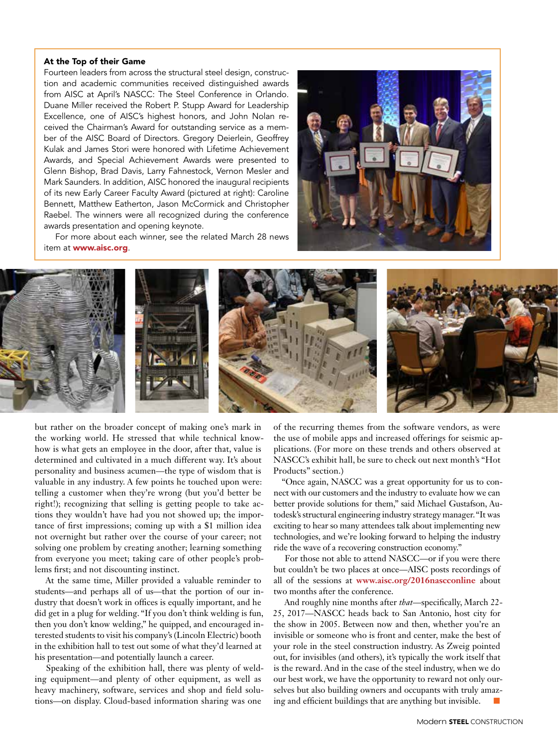### At the Top of their Game

Fourteen leaders from across the structural steel design, construction and academic communities received distinguished awards from AISC at April's NASCC: The Steel Conference in Orlando. Duane Miller received the Robert P. Stupp Award for Leadership Excellence, one of AISC's highest honors, and John Nolan received the Chairman's Award for outstanding service as a member of the AISC Board of Directors. Gregory Deierlein, Geoffrey Kulak and James Stori were honored with Lifetime Achievement Awards, and Special Achievement Awards were presented to Glenn Bishop, Brad Davis, Larry Fahnestock, Vernon Mesler and Mark Saunders. In addition, AISC honored the inaugural recipients of its new Early Career Faculty Award (pictured at right): Caroline Bennett, Matthew Eatherton, Jason McCormick and Christopher Raebel. The winners were all recognized during the conference awards presentation and opening keynote.

For more about each winner, see the related March 28 news item at **www.aisc.org**.

but rather on the broader concept of making one's mark in the working world. He stressed that while technical know-how is what gets an employee in the door, after that, value is determined and cultivated in a much different way. It's about personality and business acumen—the type of wisdom that is valuable in any industry. A few points he touched upon were: telling a customer when they're wrong (but you'd better be right!); recognizing that selling is getting people to take actions they wouldn't have had you not showed up; the importance of first impressions; coming up with a $1 million idea not overnight but rather over the course of your career; not solving one problem by creating another; learning something from everyone you meet; taking care of other people's problems first; and not discounting instinct.

At the same time, Miller provided a valuable reminder to students—and perhaps all of us—that the portion of our industry that doesn't work in offices is equally important, and he did get in a plug for welding. "If you don't think welding is fun, then you don't know welding," he quipped, and encouraged interested students to visit his company's (Lincoln Electric) booth in the exhibition hall to test out some of what they'd learned at his presentation—and potentially launch a career.

Speaking of the exhibition hall, there was plenty of welding equipment—and plenty of other equipment, as well as heavy machinery, software, services and shop and field solutions—on display. Cloud-based information sharing was one of the recurring themes from the software vendors, as were the use of mobile apps and increased offerings for seismic applications. (For more on these trends and others observed at NASCC's exhibit hall, be sure to check out next month's "Hot Products" section.)

"Once again, NASCC was a great opportunity for us to connect with our customers and the industry to evaluate how we can better provide solutions for them," said Michael Gustafson, Autodesk's structural engineering industry strategy manager. "It was exciting to hear so many attendees talk about implementing new technologies, and we're looking forward to helping the industry ride the wave of a recovering construction economy."

For those not able to attend NASCC—or if you were there but couldn't be two places at once—AISC posts recordings of all of the sessions at **www.aisc.org/2016nascconline** about two months after the conference.

And roughly nine months after *that*—specifically, March 22-25, 2017—NASCC heads back to San Antonio, host city for the show in 2005. Between now and then, whether you're an invisible or someone who is front and center, make the best of your role in the steel construction industry. As Zweig pointed out, for invisibles (and others), it's typically the work itself that is the reward. And in the case of the steel industry, when we do our best work, we have the opportunity to reward not only ourselves but also building owners and occupants with truly amazing and efficient buildings that are anything but invisible.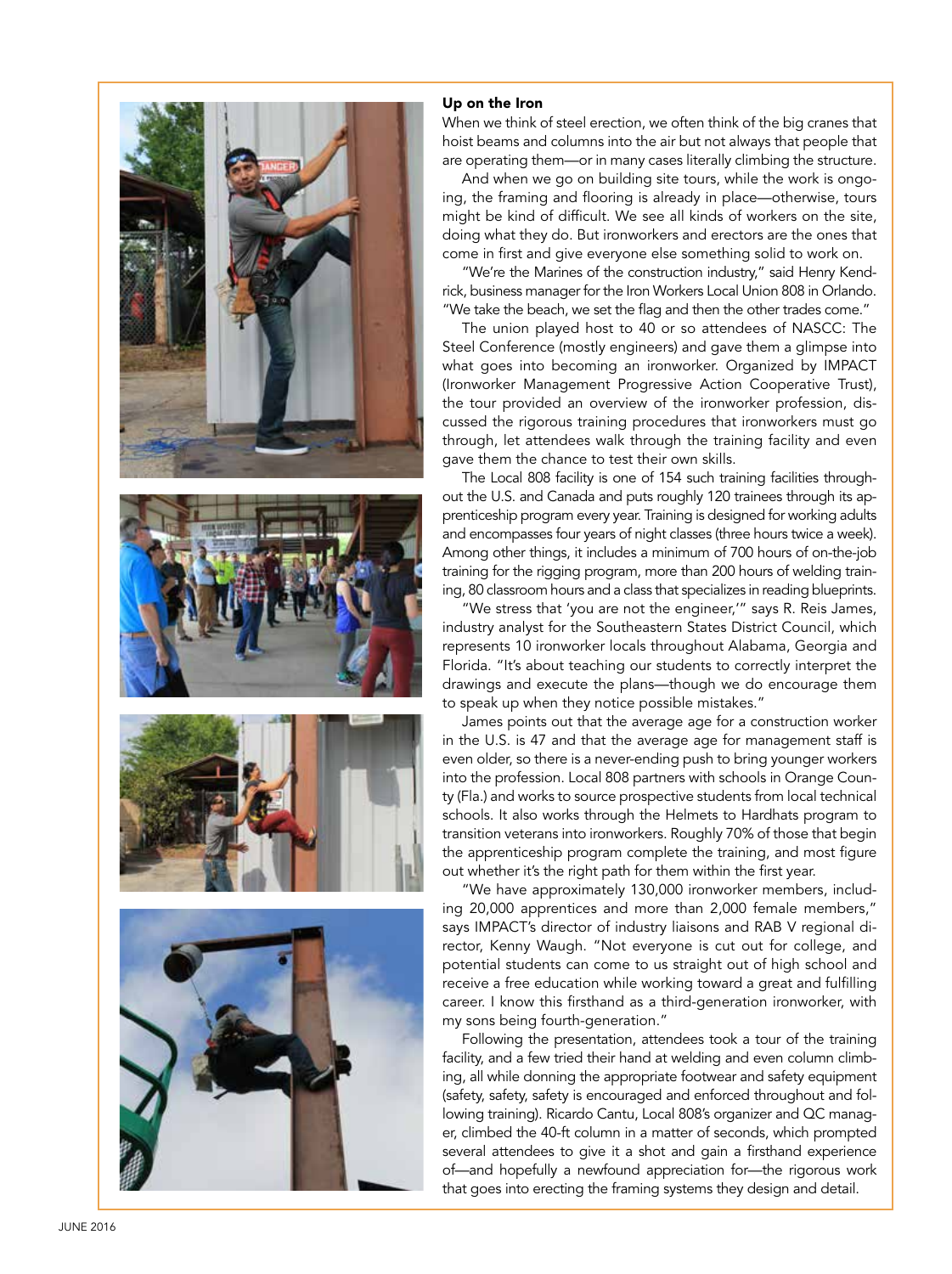### Up on the Iron

When we think of steel erection, we often think of the big cranes that hoist beams and columns into the air but not always that people that are operating them—or in many cases literally climbing the structure.

And when we go on building site tours, while the work is ongoing, the framing and flooring is already in place—otherwise, tours might be kind of difficult. We see all kinds of workers on the site, doing what they do. But ironworkers and erectors are the ones that come in first and give everyone else something solid to work on.

"We're the Marines of the construction industry," said Henry Kendrick, business manager for the Iron Workers Local Union 808 in Orlando. "We take the beach, we set the flag and then the other trades come."

The union played host to 40 or so attendees of NASCC: The Steel Conference (mostly engineers) and gave them a glimpse into what goes into becoming an ironworker. Organized by IMPACT (Ironworker Management Progressive Action Cooperative Trust), the tour provided an overview of the ironworker profession, discussed the rigorous training procedures that ironworkers must go through, let attendees walk through the training facility and even gave them the chance to test their own skills.

The Local 808 facility is one of 154 such training facilities throughout the U.S. and Canada and puts roughly 120 trainees through its apprenticeship program every year. Training is designed for working adults and encompasses four years of night classes (three hours twice a week). Among other things, it includes a minimum of 700 hours of on-the-job training for the rigging program, more than 200 hours of welding training, 80 classroom hours and a class that specializes in reading blueprints.

"We stress that 'you are not the engineer,'" says R. Reis James, industry analyst for the Southeastern States District Council, which represents 10 ironworker locals throughout Alabama, Georgia and Florida. "It's about teaching our students to correctly interpret the drawings and execute the plans—though we do encourage them to speak up when they notice possible mistakes."

James points out that the average age for a construction worker in the U.S. is 47 and that the average age for management staff is even older, so there is a never-ending push to bring younger workers into the profession. Local 808 partners with schools in Orange County (Fla.) and works to source prospective students from local technical schools. It also works through the Helmets to Hardhats program to transition veterans into ironworkers. Roughly 70% of those that begin the apprenticeship program complete the training, and most figure out whether it's the right path for them within the first year.

"We have approximately 130,000 ironworker members, including 20,000 apprentices and more than 2,000 female members," says IMPACT's director of industry liaisons and RAB V regional director, Kenny Waugh. "Not everyone is cut out for college, and potential students can come to us straight out of high school and receive a free education while working toward a great and fulfilling career. I know this firsthand as a third-generation ironworker, with my sons being fourth-generation."

Following the presentation, attendees took a tour of the training facility, and a few tried their hand at welding and even column climbing, all while donning the appropriate footwear and safety equipment (safety, safety, safety is encouraged and enforced throughout and following training). Ricardo Cantu, Local 808's organizer and QC manager, climbed the 40-ft column in a matter of seconds, which prompted several attendees to give it a shot and gain a firsthand experience of—and hopefully a newfound appreciation for—the rigorous work that goes into erecting the framing systems they design and detail.